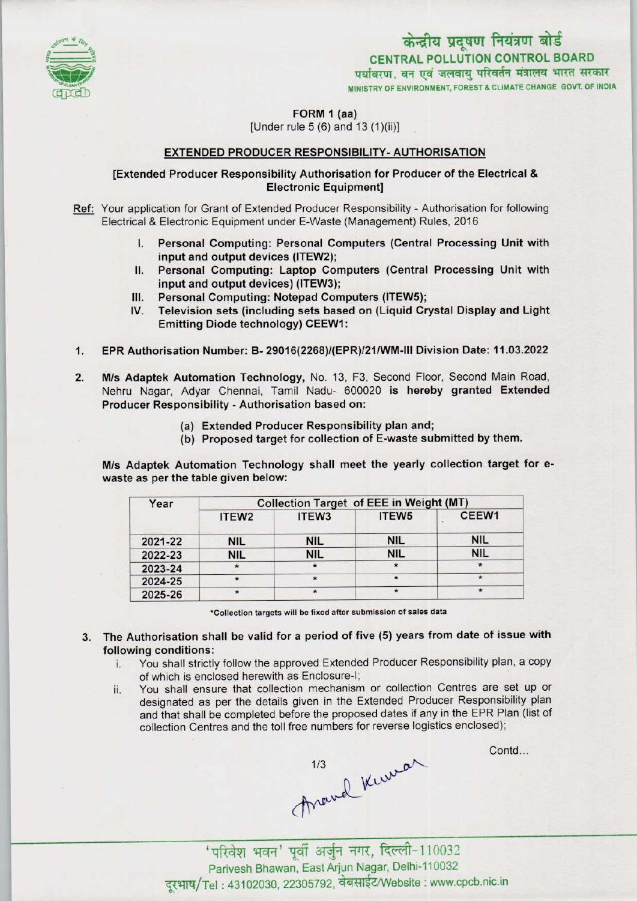केन्द्रीय प्रदूषण नियंत्रण बोर्ड
CENTRAL POLLUTION CONTROL BOARD
पर्यावरण, वन एवं जलवायु परिवर्तन मंत्रालय भारत सरकार
MINISTRY OF ENVIRONMENT, FOREST & CLIMATE CHANGE GOVT. OF INDIA

FORM 1 (aa)
[Under rule 5 (6) and 13 (1)(ii)]

## EXTENDED PRODUCER RESPONSIBILITY- AUTHORISATION

**[Extended Producer Responsibility Authorisation for Producer of the Electrical & Electronic Equipment]**

Ref: Your application for Grant of Extended Producer Responsibility - Authorisation for following Electrical & Electronic Equipment under E-Waste (Management) Rules, 2016

I. **Personal Computing: Personal Computers (Central Processing Unit with input and output devices (ITEW2);**
II. **Personal Computing: Laptop Computers (Central Processing Unit with input and output devices) (ITEW3);**
III. **Personal Computing: Notepad Computers (ITEW5);**
IV. **Television sets (including sets based on (Liquid Crystal Display and Light Emitting Diode technology) CEEW1:**

1. **EPR Authorisation Number: B- 29016(2268)/(EPR)/21/WM-III Division Date: 11.03.2022**

2. **M/s Adaptek Automation Technology,** No. 13, F3, Second Floor, Second Main Road, Nehru Nagar, Adyar Chennai, Tamil Nadu- 600020 **is hereby granted Extended Producer Responsibility - Authorisation based on:**

   (a) **Extended Producer Responsibility plan and;**
   (b) **Proposed target for collection of E-waste submitted by them.**

**M/s Adaptek Automation Technology shall meet the yearly collection target for e-waste as per the table given below:**

| Year | Collection Target of EEE in Weight (MT) | | | |
|---|---|---|---|---|
| | ITEW2 | ITEW3 | ITEW5 | CEEW1 |
| 2021-22 | NIL | NIL | NIL | NIL |
| 2022-23 | NIL | NIL | NIL | NIL |
| 2023-24 | * | * | * | * |
| 2024-25 | * | * | * | * |
| 2025-26 | * | * | * | * |

*Collection targets will be fixed after submission of sales data

3. **The Authorisation shall be valid for a period of five (5) years from date of issue with following conditions:**
   i. You shall strictly follow the approved Extended Producer Responsibility plan, a copy of which is enclosed herewith as Enclosure-I;
   ii. You shall ensure that collection mechanism or collection Centres are set up or designated as per the details given in the Extended Producer Responsibility plan and that shall be completed before the proposed dates if any in the EPR Plan (list of collection Centres and the toll free numbers for reverse logistics enclosed);

Contd...

'परिवेश भवन' पूर्वी अर्जुन नगर, दिल्ली-110032
Parivesh Bhawan, East Arjun Nagar, Delhi-110032
दूरभाष/Tel : 43102030, 22305792, वेबसाईट/Website : www.cpcb.nic.in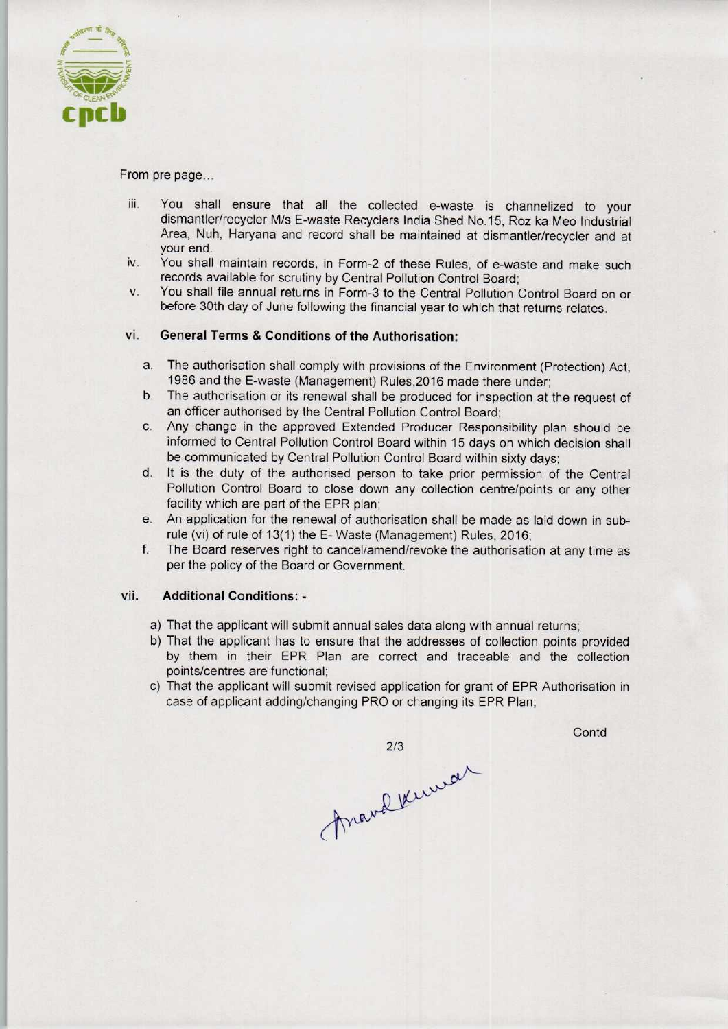From pre page...

iii. You shall ensure that all the collected e-waste is channelized to your dismantler/recycler M/s E-waste Recyclers India Shed No.15, Roz ka Meo Industrial Area, Nuh, Haryana and record shall be maintained at dismantler/recycler and at your end.

iv. You shall maintain records, in Form-2 of these Rules, of e-waste and make such records available for scrutiny by Central Pollution Control Board;

v. You shall file annual returns in Form-3 to the Central Pollution Control Board on or before 30th day of June following the financial year to which that returns relates.

### vi. General Terms & Conditions of the Authorisation:

a. The authorisation shall comply with provisions of the Environment (Protection) Act, 1986 and the E-waste (Management) Rules,2016 made there under;

b. The authorisation or its renewal shall be produced for inspection at the request of an officer authorised by the Central Pollution Control Board;

c. Any change in the approved Extended Producer Responsibility plan should be informed to Central Pollution Control Board within 15 days on which decision shall be communicated by Central Pollution Control Board within sixty days;

d. It is the duty of the authorised person to take prior permission of the Central Pollution Control Board to close down any collection centre/points or any other facility which are part of the EPR plan;

e. An application for the renewal of authorisation shall be made as laid down in sub-rule (vi) of rule of 13(1) the E- Waste (Management) Rules, 2016;

f. The Board reserves right to cancel/amend/revoke the authorisation at any time as per the policy of the Board or Government.

### vii. Additional Conditions: -

a) That the applicant will submit annual sales data along with annual returns;

b) That the applicant has to ensure that the addresses of collection points provided by them in their EPR Plan are correct and traceable and the collection points/centres are functional;

c) That the applicant will submit revised application for grant of EPR Authorisation in case of applicant adding/changing PRO or changing its EPR Plan;

Contd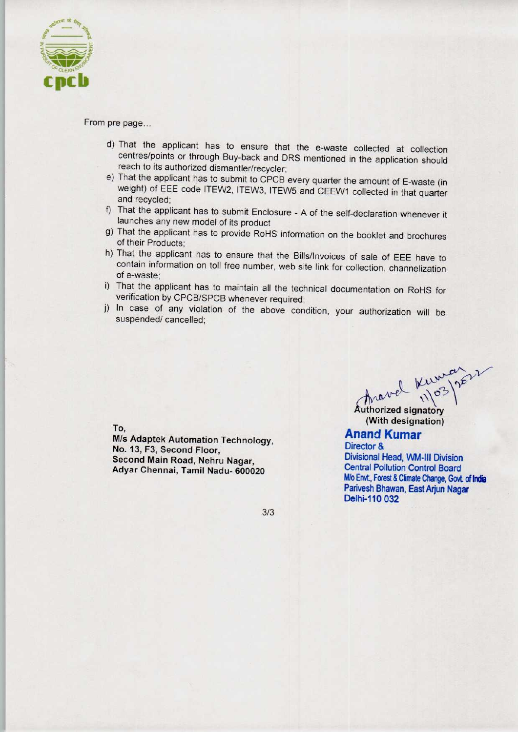From pre page...

d) That the applicant has to ensure that the e-waste collected at collection centres/points or through Buy-back and DRS mentioned in the application should reach to its authorized dismantler/recycler;

e) That the applicant has to submit to CPCB every quarter the amount of E-waste (in weight) of EEE code ITEW2, ITEW3, ITEW5 and CEEW1 collected in that quarter and recycled;

f) That the applicant has to submit Enclosure - A of the self-declaration whenever it launches any new model of its product

g) That the applicant has to provide RoHS information on the booklet and brochures of their Products;

h) That the applicant has to ensure that the Bills/Invoices of sale of EEE have to contain information on toll free number, web site link for collection, channelization of e-waste;

i) That the applicant has to maintain all the technical documentation on RoHS for verification by CPCB/SPCB whenever required;

j) In case of any violation of the above condition, your authorization will be suspended/ cancelled;

Anand Kumar 11/03/2022

Authorized signatory
(With designation)

**Anand Kumar**
Director &
Divisional Head, WM-III Division
Central Pollution Control Board
M/o Envt., Forest & Climate Change, Govt. of India
Parivesh Bhawan, East Arjun Nagar
Delhi-110 032

To,
**M/s Adaptek Automation Technology,**
**No. 13, F3, Second Floor,**
**Second Main Road, Nehru Nagar,**
**Adyar Chennai, Tamil Nadu- 600020**